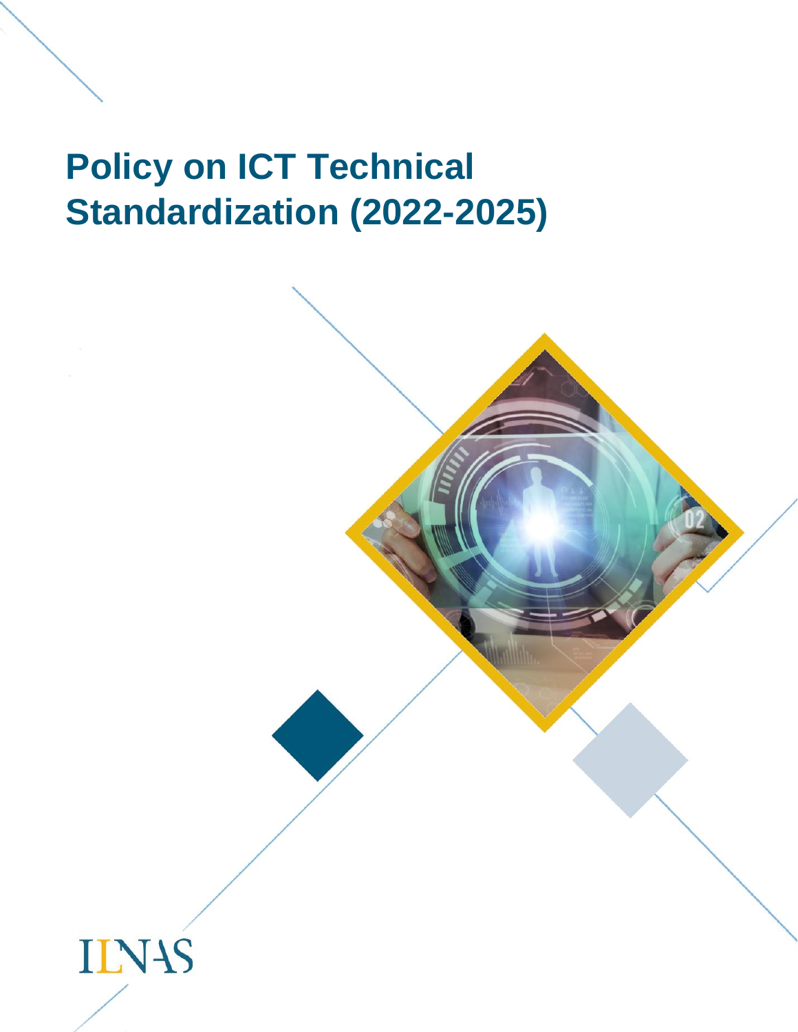# Policy on ICT Technical Standardization (2022-2025)

ILNAS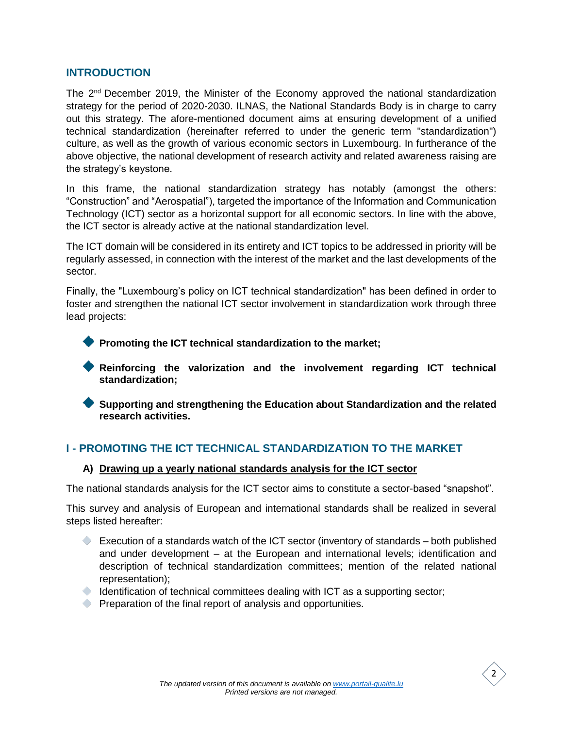## INTRODUCTION

The 2nd December 2019, the Minister of the Economy approved the national standardization strategy for the period of 2020-2030. ILNAS, the National Standards Body is in charge to carry out this strategy. The afore-mentioned document aims at ensuring development of a unified technical standardization (hereinafter referred to under the generic term "standardization") culture, as well as the growth of various economic sectors in Luxembourg. In furtherance of the above objective, the national development of research activity and related awareness raising are the strategy's keystone.

In this frame, the national standardization strategy has notably (amongst the others: “Construction” and “Aerospatial”), targeted the importance of the Information and Communication Technology (ICT) sector as a horizontal support for all economic sectors. In line with the above, the ICT sector is already active at the national standardization level.

The ICT domain will be considered in its entirety and ICT topics to be addressed in priority will be regularly assessed, in connection with the interest of the market and the last developments of the sector.

Finally, the "Luxembourg's policy on ICT technical standardization" has been defined in order to foster and strengthen the national ICT sector involvement in standardization work through three lead projects:

- **Promoting the ICT technical standardization to the market;**
- **Reinforcing the valorization and the involvement regarding ICT technical standardization;**
- **Supporting and strengthening the Education about Standardization and the related research activities.**

## I - PROMOTING THE ICT TECHNICAL STANDARDIZATION TO THE MARKET

### A) Drawing up a yearly national standards analysis for the ICT sector

The national standards analysis for the ICT sector aims to constitute a sector-based “snapshot”.

This survey and analysis of European and international standards shall be realized in several steps listed hereafter:

- Execution of a standards watch of the ICT sector (inventory of standards – both published and under development – at the European and international levels; identification and description of technical standardization committees; mention of the related national representation);
- Identification of technical committees dealing with ICT as a supporting sector;
- Preparation of the final report of analysis and opportunities.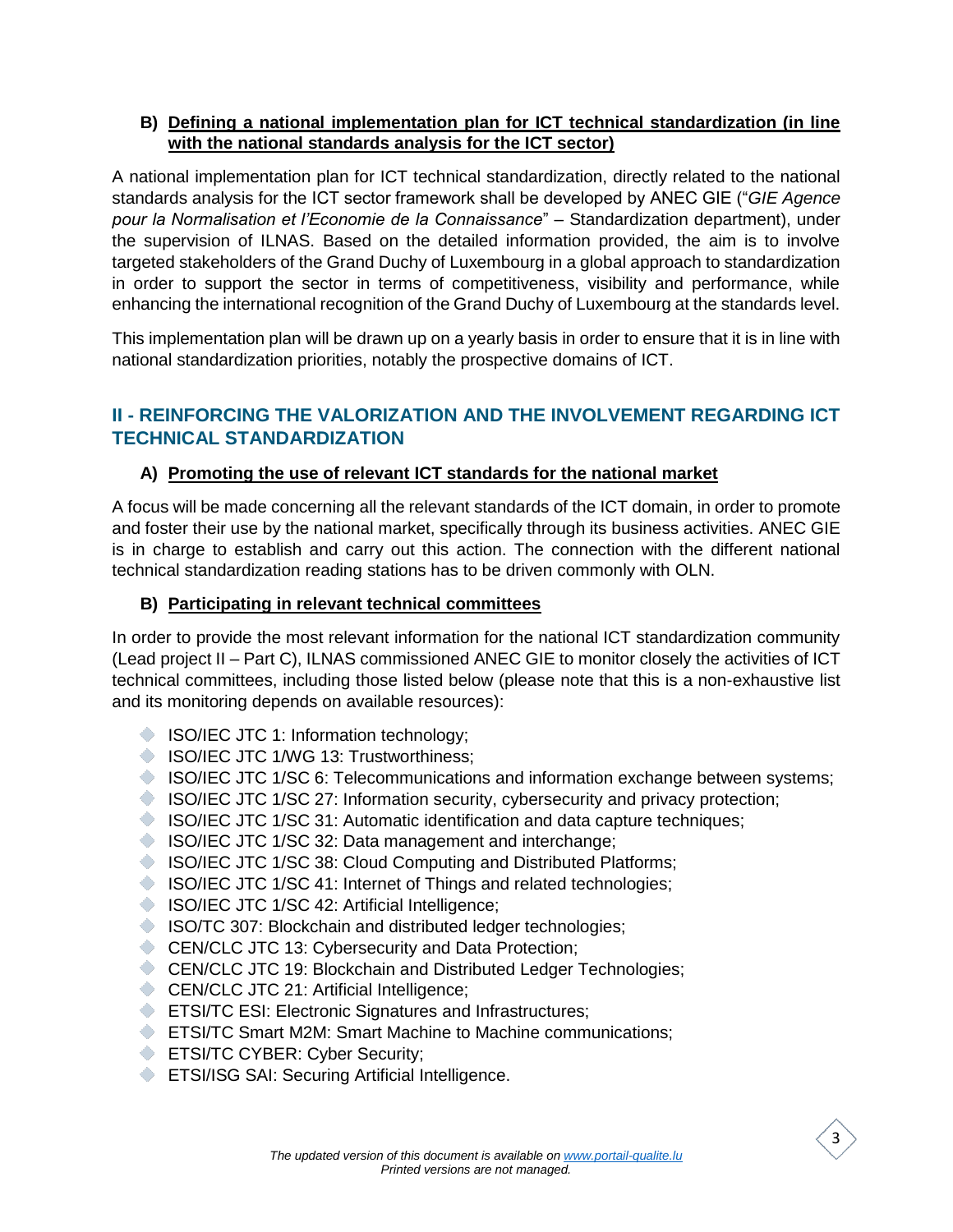### B) Defining a national implementation plan for ICT technical standardization (in line with the national standards analysis for the ICT sector)

A national implementation plan for ICT technical standardization, directly related to the national standards analysis for the ICT sector framework shall be developed by ANEC GIE ("*GIE Agence pour la Normalisation et l'Economie de la Connaissance*" – Standardization department), under the supervision of ILNAS. Based on the detailed information provided, the aim is to involve targeted stakeholders of the Grand Duchy of Luxembourg in a global approach to standardization in order to support the sector in terms of competitiveness, visibility and performance, while enhancing the international recognition of the Grand Duchy of Luxembourg at the standards level.

This implementation plan will be drawn up on a yearly basis in order to ensure that it is in line with national standardization priorities, notably the prospective domains of ICT.

## II - REINFORCING THE VALORIZATION AND THE INVOLVEMENT REGARDING ICT TECHNICAL STANDARDIZATION

### A) Promoting the use of relevant ICT standards for the national market

A focus will be made concerning all the relevant standards of the ICT domain, in order to promote and foster their use by the national market, specifically through its business activities. ANEC GIE is in charge to establish and carry out this action. The connection with the different national technical standardization reading stations has to be driven commonly with OLN.

### B) Participating in relevant technical committees

In order to provide the most relevant information for the national ICT standardization community (Lead project II – Part C), ILNAS commissioned ANEC GIE to monitor closely the activities of ICT technical committees, including those listed below (please note that this is a non-exhaustive list and its monitoring depends on available resources):

- ISO/IEC JTC 1: Information technology;
- ISO/IEC JTC 1/WG 13: Trustworthiness;
- ISO/IEC JTC 1/SC 6: Telecommunications and information exchange between systems;
- ISO/IEC JTC 1/SC 27: Information security, cybersecurity and privacy protection;
- ISO/IEC JTC 1/SC 31: Automatic identification and data capture techniques;
- ISO/IEC JTC 1/SC 32: Data management and interchange;
- ISO/IEC JTC 1/SC 38: Cloud Computing and Distributed Platforms;
- ISO/IEC JTC 1/SC 41: Internet of Things and related technologies;
- ISO/IEC JTC 1/SC 42: Artificial Intelligence;
- ISO/TC 307: Blockchain and distributed ledger technologies;
- CEN/CLC JTC 13: Cybersecurity and Data Protection;
- CEN/CLC JTC 19: Blockchain and Distributed Ledger Technologies;
- CEN/CLC JTC 21: Artificial Intelligence;
- ETSI/TC ESI: Electronic Signatures and Infrastructures;
- ETSI/TC Smart M2M: Smart Machine to Machine communications;
- ETSI/TC CYBER: Cyber Security;
- ETSI/ISG SAI: Securing Artificial Intelligence.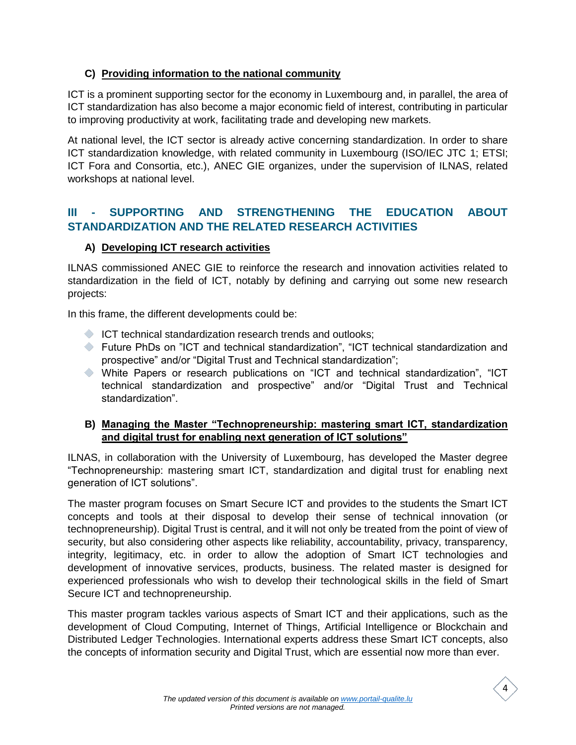### C) Providing information to the national community

ICT is a prominent supporting sector for the economy in Luxembourg and, in parallel, the area of ICT standardization has also become a major economic field of interest, contributing in particular to improving productivity at work, facilitating trade and developing new markets.

At national level, the ICT sector is already active concerning standardization. In order to share ICT standardization knowledge, with related community in Luxembourg (ISO/IEC JTC 1; ETSI; ICT Fora and Consortia, etc.), ANEC GIE organizes, under the supervision of ILNAS, related workshops at national level.

## III - SUPPORTING AND STRENGTHENING THE EDUCATION ABOUT STANDARDIZATION AND THE RELATED RESEARCH ACTIVITIES

### A) Developing ICT research activities

ILNAS commissioned ANEC GIE to reinforce the research and innovation activities related to standardization in the field of ICT, notably by defining and carrying out some new research projects:

In this frame, the different developments could be:

- ICT technical standardization research trends and outlooks;
- Future PhDs on "ICT and technical standardization", "ICT technical standardization and prospective" and/or "Digital Trust and Technical standardization";
- White Papers or research publications on "ICT and technical standardization", "ICT technical standardization and prospective" and/or "Digital Trust and Technical standardization".

### B) Managing the Master "Technopreneurship: mastering smart ICT, standardization and digital trust for enabling next generation of ICT solutions"

ILNAS, in collaboration with the University of Luxembourg, has developed the Master degree "Technopreneurship: mastering smart ICT, standardization and digital trust for enabling next generation of ICT solutions".

The master program focuses on Smart Secure ICT and provides to the students the Smart ICT concepts and tools at their disposal to develop their sense of technical innovation (or technopreneurship). Digital Trust is central, and it will not only be treated from the point of view of security, but also considering other aspects like reliability, accountability, privacy, transparency, integrity, legitimacy, etc. in order to allow the adoption of Smart ICT technologies and development of innovative services, products, business. The related master is designed for experienced professionals who wish to develop their technological skills in the field of Smart Secure ICT and technopreneurship.

This master program tackles various aspects of Smart ICT and their applications, such as the development of Cloud Computing, Internet of Things, Artificial Intelligence or Blockchain and Distributed Ledger Technologies. International experts address these Smart ICT concepts, also the concepts of information security and Digital Trust, which are essential now more than ever.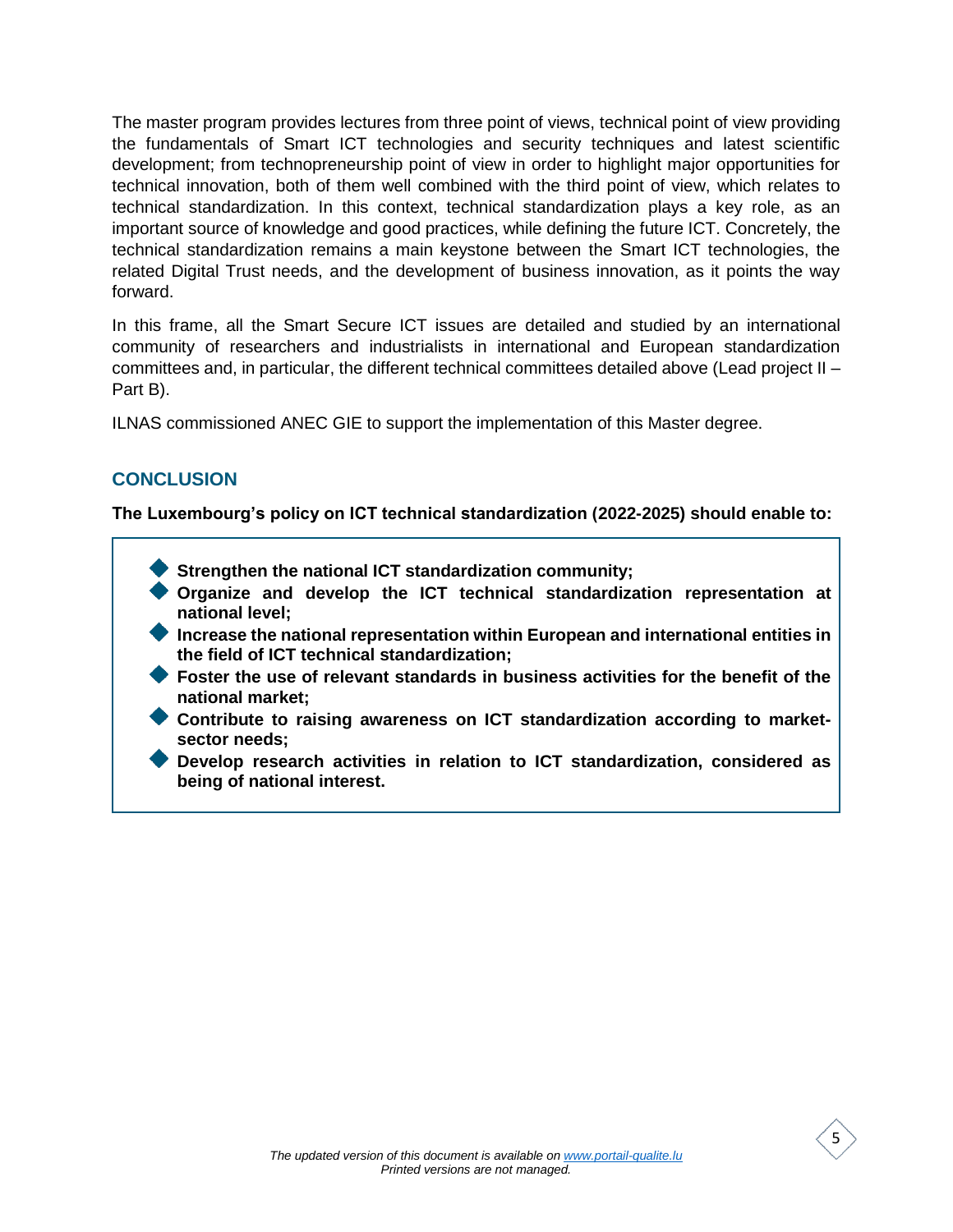The master program provides lectures from three point of views, technical point of view providing the fundamentals of Smart ICT technologies and security techniques and latest scientific development; from technopreneurship point of view in order to highlight major opportunities for technical innovation, both of them well combined with the third point of view, which relates to technical standardization. In this context, technical standardization plays a key role, as an important source of knowledge and good practices, while defining the future ICT. Concretely, the technical standardization remains a main keystone between the Smart ICT technologies, the related Digital Trust needs, and the development of business innovation, as it points the way forward.

In this frame, all the Smart Secure ICT issues are detailed and studied by an international community of researchers and industrialists in international and European standardization committees and, in particular, the different technical committees detailed above (Lead project II – Part B).

ILNAS commissioned ANEC GIE to support the implementation of this Master degree.

## CONCLUSION

**The Luxembourg's policy on ICT technical standardization (2022-2025) should enable to:**

- **Strengthen the national ICT standardization community;**
- **Organize and develop the ICT technical standardization representation at national level;**
- **Increase the national representation within European and international entities in the field of ICT technical standardization;**
- **Foster the use of relevant standards in business activities for the benefit of the national market;**
- **Contribute to raising awareness on ICT standardization according to market-sector needs;**
- **Develop research activities in relation to ICT standardization, considered as being of national interest.**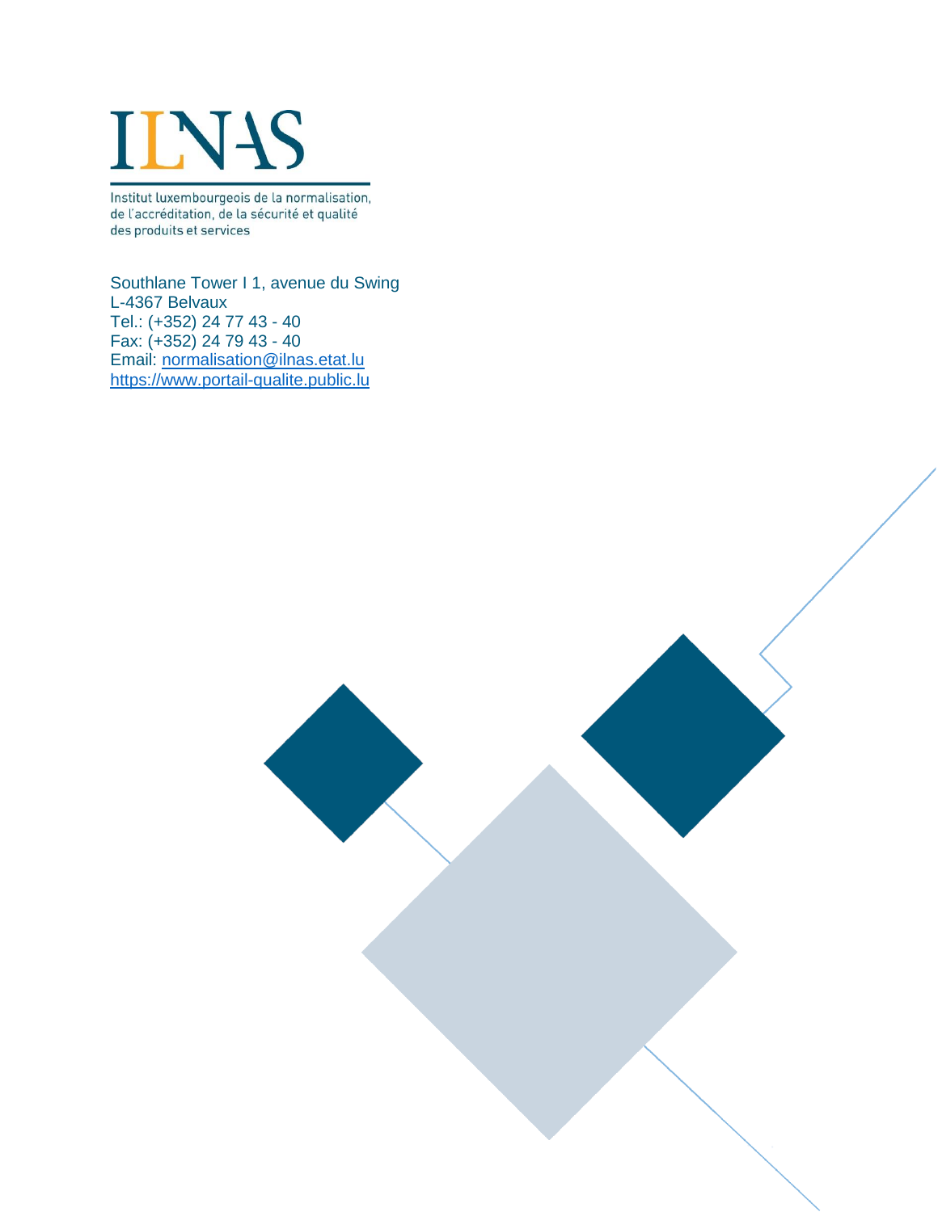ILNAS

Institut luxembourgeois de la normalisation, de l'accréditation, de la sécurité et qualité des produits et services

Southlane Tower I 1, avenue du Swing
L-4367 Belvaux
Tel.: (+352) 24 77 43 - 40
Fax: (+352) 24 79 43 - 40
Email: normalisation@ilnas.etat.lu
https://www.portail-qualite.public.lu